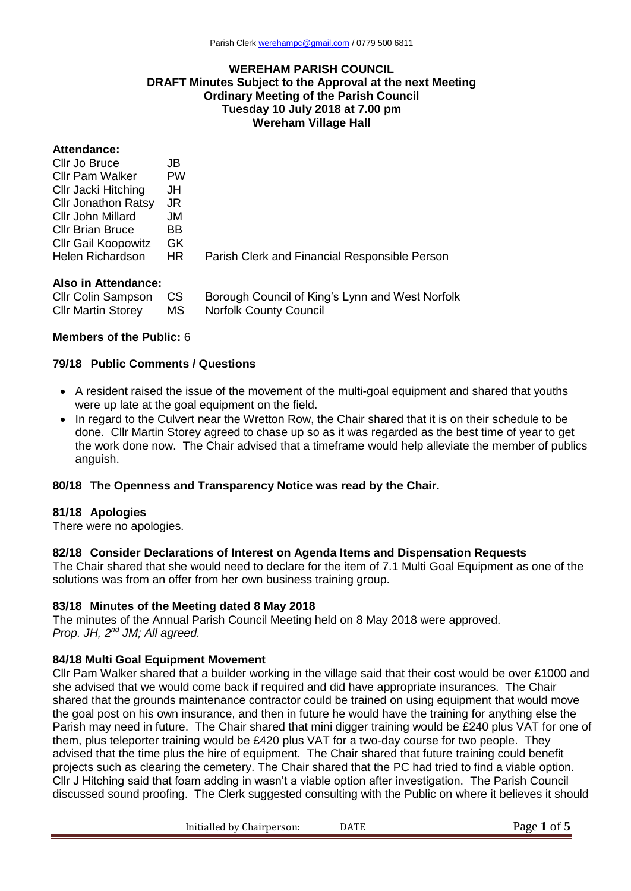**WEREHAM PARISH COUNCIL**
**DRAFT Minutes Subject to the Approval at the next Meeting**
**Ordinary Meeting of the Parish Council**
**Tuesday 10 July 2018 at 7.00 pm**
**Wereham Village Hall**

**Attendance:**

| | | |
|---|---|---|
| Cllr Jo Bruce | JB | |
| Cllr Pam Walker | PW | |
| Cllr Jacki Hitching | JH | |
| Cllr Jonathon Ratsy | JR | |
| Cllr John Millard | JM | |
| Cllr Brian Bruce | BB | |
| Cllr Gail Koopowitz | GK | |
| Helen Richardson | HR | Parish Clerk and Financial Responsible Person |

**Also in Attendance:**

| | | |
|---|---|---|
| Cllr Colin Sampson | CS | Borough Council of King's Lynn and West Norfolk |
| Cllr Martin Storey | MS | Norfolk County Council |

**Members of the Public:** 6

### 79/18 Public Comments / Questions

- A resident raised the issue of the movement of the multi-goal equipment and shared that youths were up late at the goal equipment on the field.
- In regard to the Culvert near the Wretton Row, the Chair shared that it is on their schedule to be done. Cllr Martin Storey agreed to chase up so as it was regarded as the best time of year to get the work done now. The Chair advised that a timeframe would help alleviate the member of publics anguish.

### 80/18 The Openness and Transparency Notice was read by the Chair.

### 81/18 Apologies

There were no apologies.

### 82/18 Consider Declarations of Interest on Agenda Items and Dispensation Requests

The Chair shared that she would need to declare for the item of 7.1 Multi Goal Equipment as one of the solutions was from an offer from her own business training group.

### 83/18 Minutes of the Meeting dated 8 May 2018

The minutes of the Annual Parish Council Meeting held on 8 May 2018 were approved.
*Prop. JH, 2nd JM; All agreed.*

### 84/18 Multi Goal Equipment Movement

Cllr Pam Walker shared that a builder working in the village said that their cost would be over £1000 and she advised that we would come back if required and did have appropriate insurances. The Chair shared that the grounds maintenance contractor could be trained on using equipment that would move the goal post on his own insurance, and then in future he would have the training for anything else the Parish may need in future. The Chair shared that mini digger training would be £240 plus VAT for one of them, plus teleporter training would be £420 plus VAT for a two-day course for two people. They advised that the time plus the hire of equipment. The Chair shared that future training could benefit projects such as clearing the cemetery. The Chair shared that the PC had tried to find a viable option. Cllr J Hitching said that foam adding in wasn't a viable option after investigation. The Parish Council discussed sound proofing. The Clerk suggested consulting with the Public on where it believes it should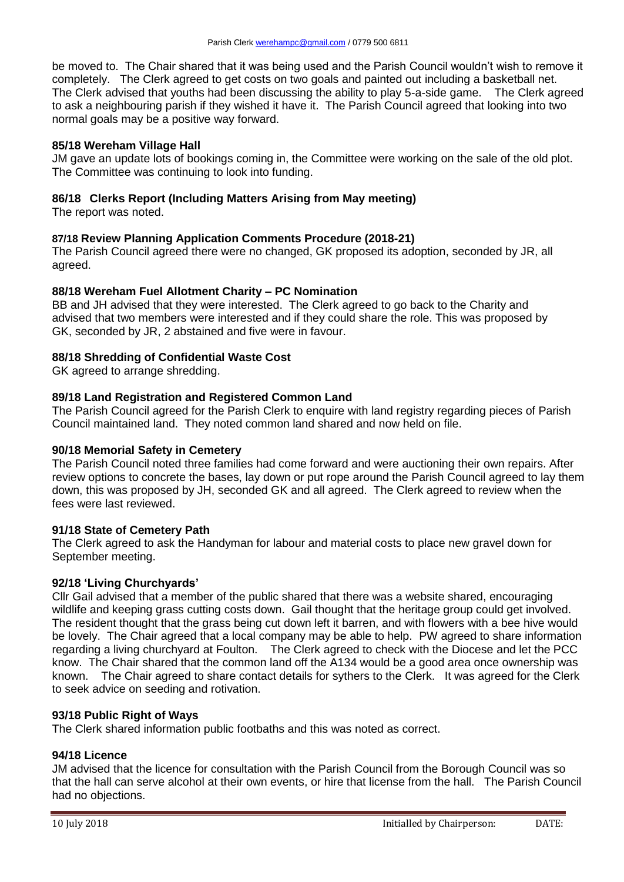be moved to. The Chair shared that it was being used and the Parish Council wouldn't wish to remove it completely. The Clerk agreed to get costs on two goals and painted out including a basketball net. The Clerk advised that youths had been discussing the ability to play 5-a-side game. The Clerk agreed to ask a neighbouring parish if they wished it have it. The Parish Council agreed that looking into two normal goals may be a positive way forward.

### 85/18 Wereham Village Hall

JM gave an update lots of bookings coming in, the Committee were working on the sale of the old plot. The Committee was continuing to look into funding.

### 86/18 Clerks Report (Including Matters Arising from May meeting)

The report was noted.

### 87/18 Review Planning Application Comments Procedure (2018-21)

The Parish Council agreed there were no changed, GK proposed its adoption, seconded by JR, all agreed.

### 88/18 Wereham Fuel Allotment Charity – PC Nomination

BB and JH advised that they were interested. The Clerk agreed to go back to the Charity and advised that two members were interested and if they could share the role. This was proposed by GK, seconded by JR, 2 abstained and five were in favour.

### 88/18 Shredding of Confidential Waste Cost

GK agreed to arrange shredding.

### 89/18 Land Registration and Registered Common Land

The Parish Council agreed for the Parish Clerk to enquire with land registry regarding pieces of Parish Council maintained land. They noted common land shared and now held on file.

### 90/18 Memorial Safety in Cemetery

The Parish Council noted three families had come forward and were auctioning their own repairs. After review options to concrete the bases, lay down or put rope around the Parish Council agreed to lay them down, this was proposed by JH, seconded GK and all agreed. The Clerk agreed to review when the fees were last reviewed.

### 91/18 State of Cemetery Path

The Clerk agreed to ask the Handyman for labour and material costs to place new gravel down for September meeting.

### 92/18 'Living Churchyards'

Cllr Gail advised that a member of the public shared that there was a website shared, encouraging wildlife and keeping grass cutting costs down. Gail thought that the heritage group could get involved. The resident thought that the grass being cut down left it barren, and with flowers with a bee hive would be lovely. The Chair agreed that a local company may be able to help. PW agreed to share information regarding a living churchyard at Foulton. The Clerk agreed to check with the Diocese and let the PCC know. The Chair shared that the common land off the A134 would be a good area once ownership was known. The Chair agreed to share contact details for sythers to the Clerk. It was agreed for the Clerk to seek advice on seeding and rotivation.

### 93/18 Public Right of Ways

The Clerk shared information public footbaths and this was noted as correct.

### 94/18 Licence

JM advised that the licence for consultation with the Parish Council from the Borough Council was so that the hall can serve alcohol at their own events, or hire that license from the hall. The Parish Council had no objections.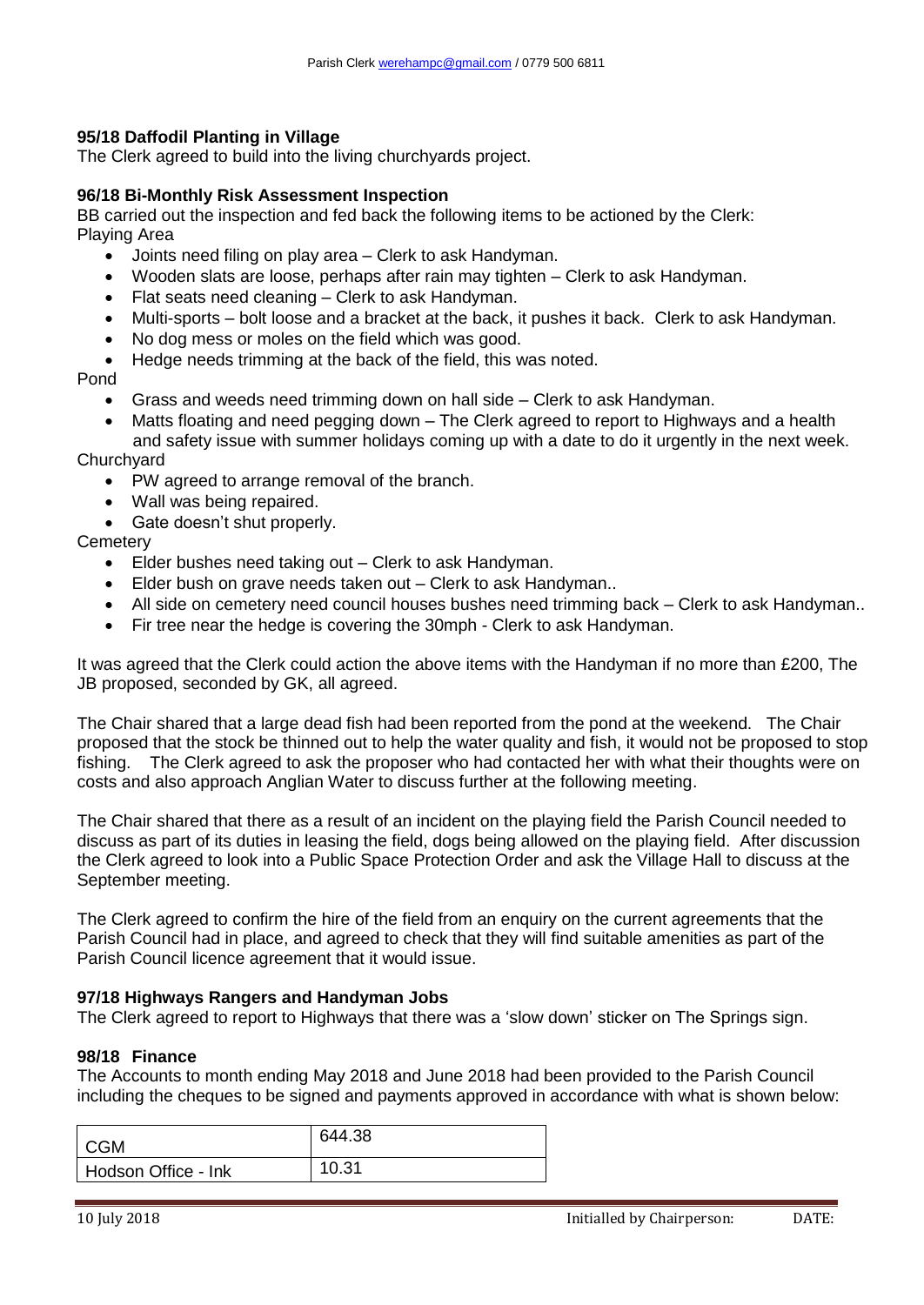**95/18 Daffodil Planting in Village**
The Clerk agreed to build into the living churchyards project.

**96/18 Bi-Monthly Risk Assessment Inspection**
BB carried out the inspection and fed back the following items to be actioned by the Clerk:
Playing Area

- Joints need filing on play area – Clerk to ask Handyman.
- Wooden slats are loose, perhaps after rain may tighten – Clerk to ask Handyman.
- Flat seats need cleaning – Clerk to ask Handyman.
- Multi-sports – bolt loose and a bracket at the back, it pushes it back. Clerk to ask Handyman.
- No dog mess or moles on the field which was good.
- Hedge needs trimming at the back of the field, this was noted.

Pond

- Grass and weeds need trimming down on hall side – Clerk to ask Handyman.
- Matts floating and need pegging down – The Clerk agreed to report to Highways and a health and safety issue with summer holidays coming up with a date to do it urgently in the next week.

Churchyard

- PW agreed to arrange removal of the branch.
- Wall was being repaired.
- Gate doesn't shut properly.

Cemetery

- Elder bushes need taking out – Clerk to ask Handyman.
- Elder bush on grave needs taken out – Clerk to ask Handyman..
- All side on cemetery need council houses bushes need trimming back – Clerk to ask Handyman..
- Fir tree near the hedge is covering the 30mph - Clerk to ask Handyman.

It was agreed that the Clerk could action the above items with the Handyman if no more than £200, The JB proposed, seconded by GK, all agreed.

The Chair shared that a large dead fish had been reported from the pond at the weekend. The Chair proposed that the stock be thinned out to help the water quality and fish, it would not be proposed to stop fishing. The Clerk agreed to ask the proposer who had contacted her with what their thoughts were on costs and also approach Anglian Water to discuss further at the following meeting.

The Chair shared that there as a result of an incident on the playing field the Parish Council needed to discuss as part of its duties in leasing the field, dogs being allowed on the playing field. After discussion the Clerk agreed to look into a Public Space Protection Order and ask the Village Hall to discuss at the September meeting.

The Clerk agreed to confirm the hire of the field from an enquiry on the current agreements that the Parish Council had in place, and agreed to check that they will find suitable amenities as part of the Parish Council licence agreement that it would issue.

**97/18 Highways Rangers and Handyman Jobs**
The Clerk agreed to report to Highways that there was a 'slow down' sticker on The Springs sign.

**98/18 Finance**
The Accounts to month ending May 2018 and June 2018 had been provided to the Parish Council including the cheques to be signed and payments approved in accordance with what is shown below:

| | |
|---|---|
| CGM | 644.38 |
| Hodson Office - Ink | 10.31 |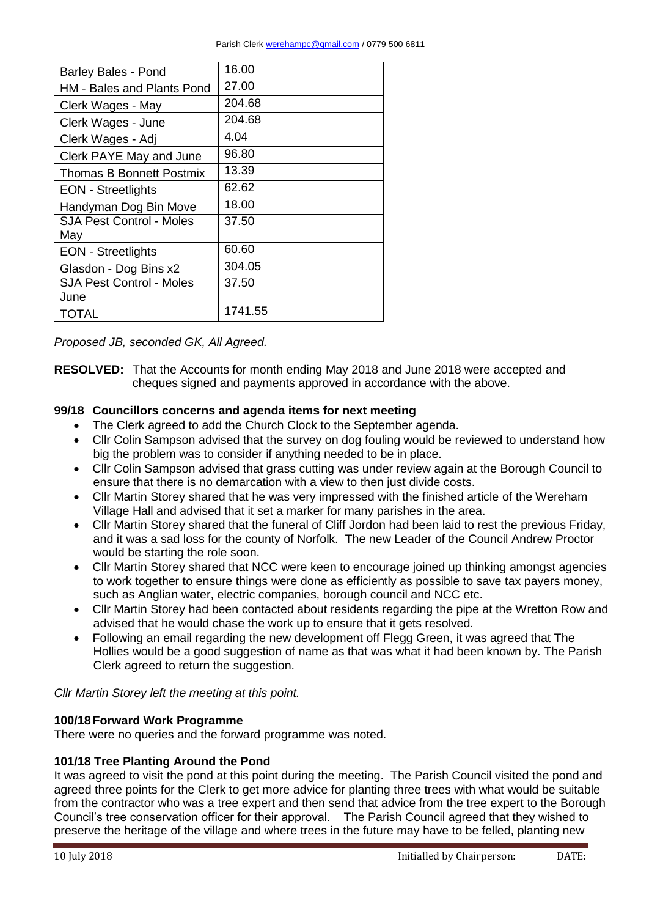| Barley Bales - Pond | 16.00 |
|---|---|
| HM - Bales and Plants Pond | 27.00 |
| Clerk Wages - May | 204.68 |
| Clerk Wages - June | 204.68 |
| Clerk Wages - Adj | 4.04 |
| Clerk PAYE May and June | 96.80 |
| Thomas B Bonnett Postmix | 13.39 |
| EON - Streetlights | 62.62 |
| Handyman Dog Bin Move | 18.00 |
| SJA Pest Control - Moles May | 37.50 |
| EON - Streetlights | 60.60 |
| Glasdon - Dog Bins x2 | 304.05 |
| SJA Pest Control - Moles June | 37.50 |
| TOTAL | 1741.55 |

*Proposed JB, seconded GK, All Agreed.*

**RESOLVED:** That the Accounts for month ending May 2018 and June 2018 were accepted and cheques signed and payments approved in accordance with the above.

**99/18 Councillors concerns and agenda items for next meeting**

- The Clerk agreed to add the Church Clock to the September agenda.
- Cllr Colin Sampson advised that the survey on dog fouling would be reviewed to understand how big the problem was to consider if anything needed to be in place.
- Cllr Colin Sampson advised that grass cutting was under review again at the Borough Council to ensure that there is no demarcation with a view to then just divide costs.
- Cllr Martin Storey shared that he was very impressed with the finished article of the Wereham Village Hall and advised that it set a marker for many parishes in the area.
- Cllr Martin Storey shared that the funeral of Cliff Jordon had been laid to rest the previous Friday, and it was a sad loss for the county of Norfolk. The new Leader of the Council Andrew Proctor would be starting the role soon.
- Cllr Martin Storey shared that NCC were keen to encourage joined up thinking amongst agencies to work together to ensure things were done as efficiently as possible to save tax payers money, such as Anglian water, electric companies, borough council and NCC etc.
- Cllr Martin Storey had been contacted about residents regarding the pipe at the Wretton Row and advised that he would chase the work up to ensure that it gets resolved.
- Following an email regarding the new development off Flegg Green, it was agreed that The Hollies would be a good suggestion of name as that was what it had been known by. The Parish Clerk agreed to return the suggestion.

*Cllr Martin Storey left the meeting at this point.*

**100/18 Forward Work Programme**

There were no queries and the forward programme was noted.

**101/18 Tree Planting Around the Pond**

It was agreed to visit the pond at this point during the meeting. The Parish Council visited the pond and agreed three points for the Clerk to get more advice for planting three trees with what would be suitable from the contractor who was a tree expert and then send that advice from the tree expert to the Borough Council's tree conservation officer for their approval. The Parish Council agreed that they wished to preserve the heritage of the village and where trees in the future may have to be felled, planting new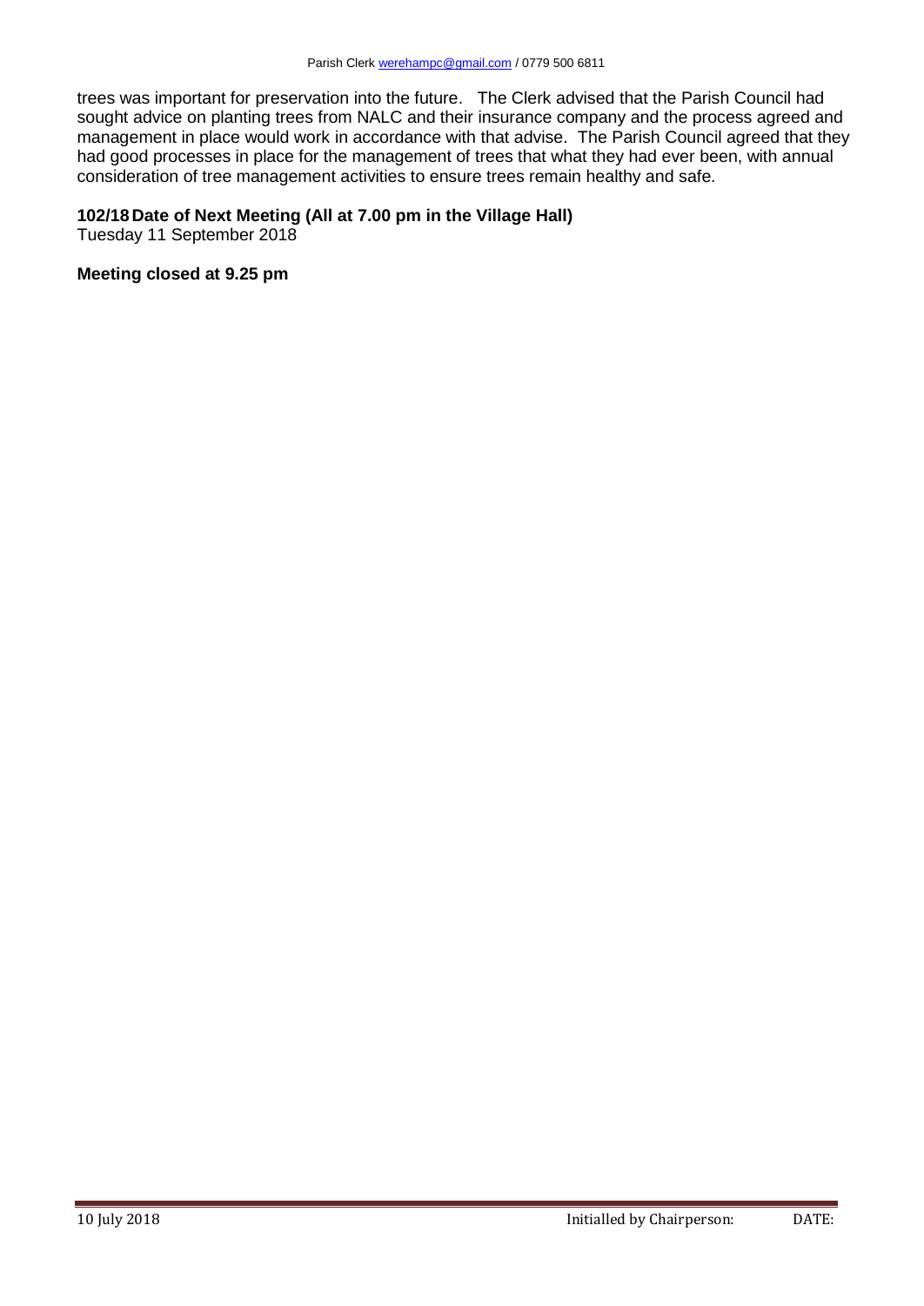trees was important for preservation into the future. The Clerk advised that the Parish Council had sought advice on planting trees from NALC and their insurance company and the process agreed and management in place would work in accordance with that advise. The Parish Council agreed that they had good processes in place for the management of trees that what they had ever been, with annual consideration of tree management activities to ensure trees remain healthy and safe.

**102/18 Date of Next Meeting (All at 7.00 pm in the Village Hall)**

Tuesday 11 September 2018

**Meeting closed at 9.25 pm**